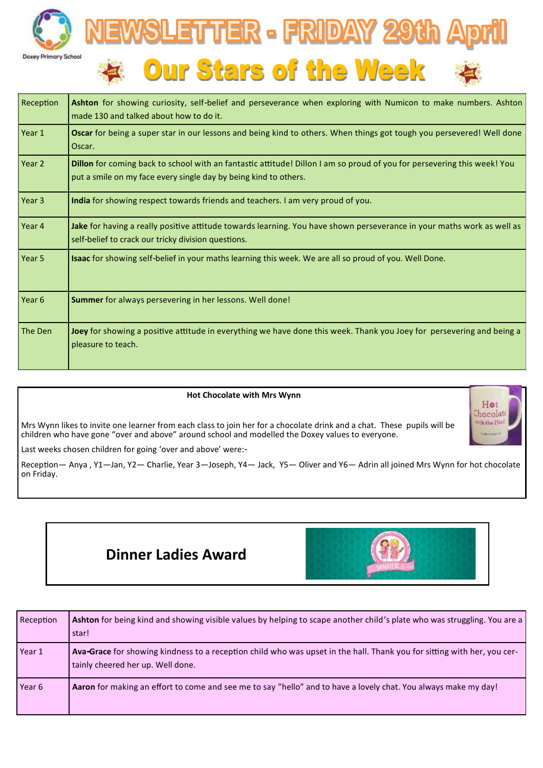Doxey Primary School

# NEWSLETTER - FRIDAY 29th April

## Our Stars of the Week

| | |
|---|---|
| Reception | **Ashton** for showing curiosity, self-belief and perseverance when exploring with Numicon to make numbers. Ashton made 130 and talked about how to do it. |
| Year 1 | **Oscar** for being a super star in our lessons and being kind to others. When things got tough you persevered! Well done Oscar. |
| Year 2 | **Dillon** for coming back to school with an fantastic attitude! Dillon I am so proud of you for persevering this week! You put a smile on my face every single day by being kind to others. |
| Year 3 | **India** for showing respect towards friends and teachers. I am very proud of you. |
| Year 4 | **Jake** for having a really positive attitude towards learning. You have shown perseverance in your maths work as well as self-belief to crack our tricky division questions. |
| Year 5 | **Isaac** for showing self-belief in your maths learning this week. We are all so proud of you. Well Done. |
| Year 6 | **Summer** for always persevering in her lessons. Well done! |
| The Den | **Joey** for showing a positive attitude in everything we have done this week. Thank you Joey for persevering and being a pleasure to teach. |

**Hot Chocolate with Mrs Wynn**

Mrs Wynn likes to invite one learner from each class to join her for a chocolate drink and a chat. These pupils will be children who have gone "over and above" around school and modelled the Doxey values to everyone.

Last weeks chosen children for going 'over and above' were:-

Reception— Anya , Y1—Jan, Y2— Charlie, Year 3—Joseph, Y4— Jack, Y5— Oliver and Y6— Adrin all joined Mrs Wynn for hot chocolate on Friday.

## Dinner Ladies Award

| | |
|---|---|
| Reception | **Ashton** for being kind and showing visible values by helping to scape another child's plate who was struggling. You are a star! |
| Year 1 | **Ava-Grace** for showing kindness to a reception child who was upset in the hall. Thank you for sitting with her, you certainly cheered her up. Well done. |
| Year 6 | **Aaron** for making an effort to come and see me to say "hello" and to have a lovely chat. You always make my day! |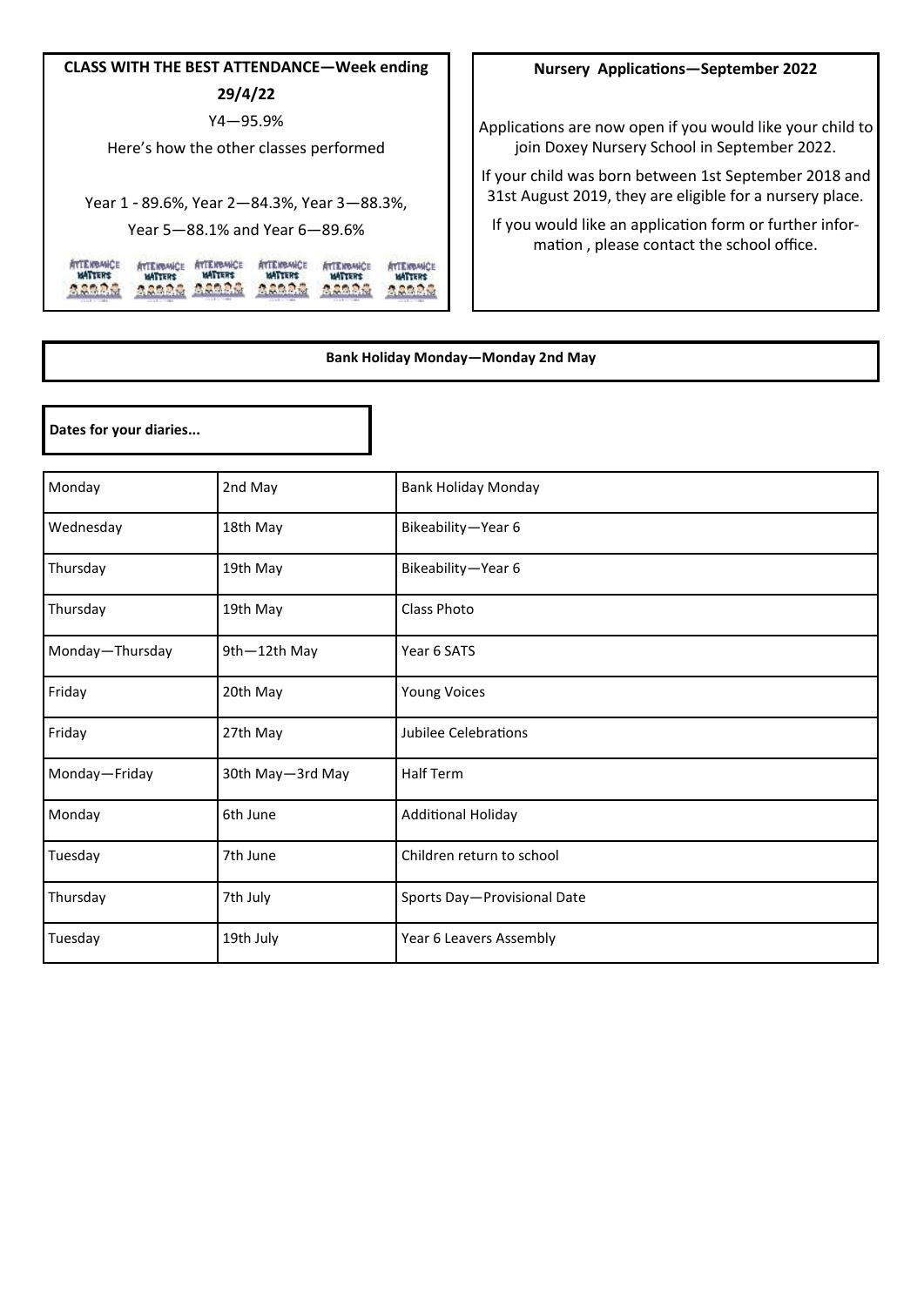**CLASS WITH THE BEST ATTENDANCE—Week ending 29/4/22**

Y4—95.9%

Here's how the other classes performed

Year 1 - 89.6%, Year 2—84.3%, Year 3—88.3%, Year 5—88.1% and Year 6—89.6%

**Nursery Applications—September 2022**

Applications are now open if you would like your child to join Doxey Nursery School in September 2022.

If your child was born between 1st September 2018 and 31st August 2019, they are eligible for a nursery place.

If you would like an application form or further information , please contact the school office.

**Bank Holiday Monday—Monday 2nd May**

**Dates for your diaries...**

| | | |
|---|---|---|
| Monday | 2nd May | Bank Holiday Monday |
| Wednesday | 18th May | Bikeability—Year 6 |
| Thursday | 19th May | Bikeability—Year 6 |
| Thursday | 19th May | Class Photo |
| Monday—Thursday | 9th—12th May | Year 6 SATS |
| Friday | 20th May | Young Voices |
| Friday | 27th May | Jubilee Celebrations |
| Monday—Friday | 30th May—3rd May | Half Term |
| Monday | 6th June | Additional Holiday |
| Tuesday | 7th June | Children return to school |
| Thursday | 7th July | Sports Day—Provisional Date |
| Tuesday | 19th July | Year 6 Leavers Assembly |